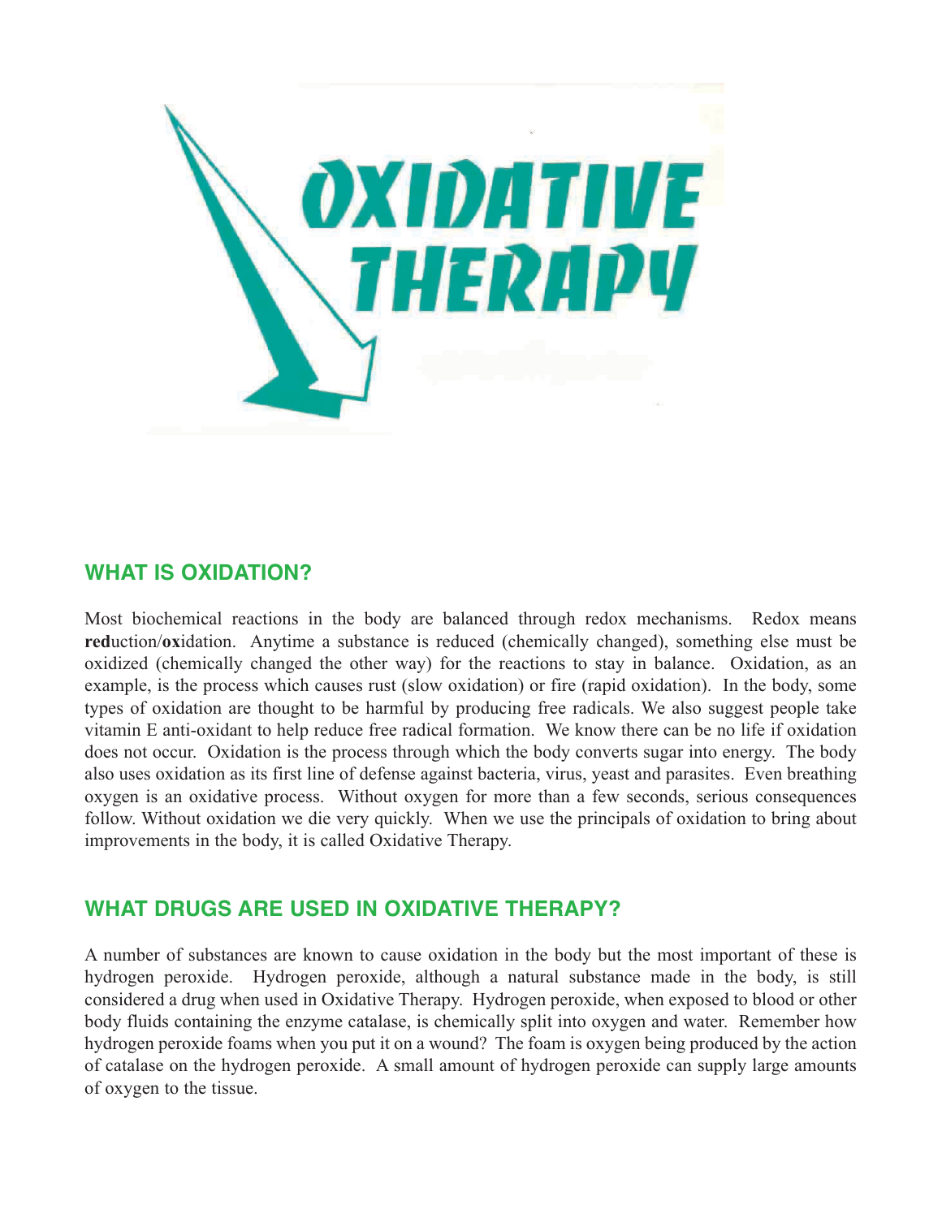# OXIDATIVE THERAPY

## WHAT IS OXIDATION?

Most biochemical reactions in the body are balanced through redox mechanisms. Redox means **red**uction/**ox**idation. Anytime a substance is reduced (chemically changed), something else must be oxidized (chemically changed the other way) for the reactions to stay in balance. Oxidation, as an example, is the process which causes rust (slow oxidation) or fire (rapid oxidation). In the body, some types of oxidation are thought to be harmful by producing free radicals. We also suggest people take vitamin E anti-oxidant to help reduce free radical formation. We know there can be no life if oxidation does not occur. Oxidation is the process through which the body converts sugar into energy. The body also uses oxidation as its first line of defense against bacteria, virus, yeast and parasites. Even breathing oxygen is an oxidative process. Without oxygen for more than a few seconds, serious consequences follow. Without oxidation we die very quickly. When we use the principals of oxidation to bring about improvements in the body, it is called Oxidative Therapy.

## WHAT DRUGS ARE USED IN OXIDATIVE THERAPY?

A number of substances are known to cause oxidation in the body but the most important of these is hydrogen peroxide. Hydrogen peroxide, although a natural substance made in the body, is still considered a drug when used in Oxidative Therapy. Hydrogen peroxide, when exposed to blood or other body fluids containing the enzyme catalase, is chemically split into oxygen and water. Remember how hydrogen peroxide foams when you put it on a wound? The foam is oxygen being produced by the action of catalase on the hydrogen peroxide. A small amount of hydrogen peroxide can supply large amounts of oxygen to the tissue.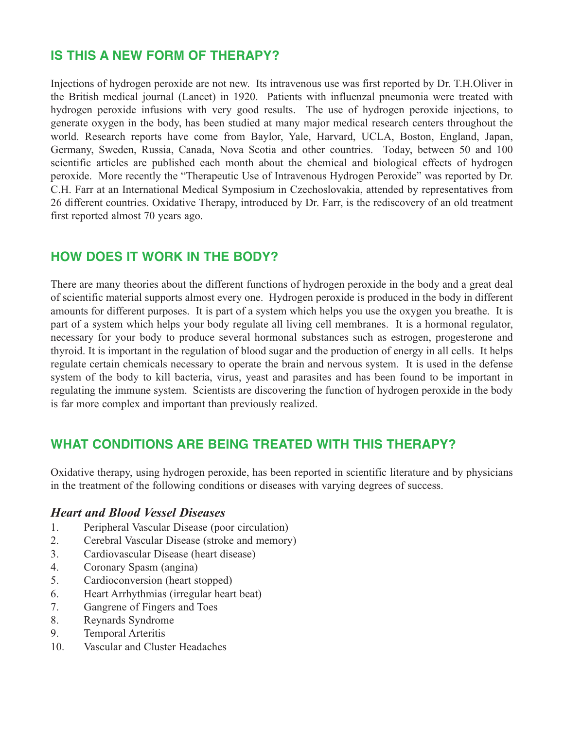## IS THIS A NEW FORM OF THERAPY?

Injections of hydrogen peroxide are not new. Its intravenous use was first reported by Dr. T.H.Oliver in the British medical journal (Lancet) in 1920. Patients with influenzal pneumonia were treated with hydrogen peroxide infusions with very good results. The use of hydrogen peroxide injections, to generate oxygen in the body, has been studied at many major medical research centers throughout the world. Research reports have come from Baylor, Yale, Harvard, UCLA, Boston, England, Japan, Germany, Sweden, Russia, Canada, Nova Scotia and other countries. Today, between 50 and 100 scientific articles are published each month about the chemical and biological effects of hydrogen peroxide. More recently the "Therapeutic Use of Intravenous Hydrogen Peroxide" was reported by Dr. C.H. Farr at an International Medical Symposium in Czechoslovakia, attended by representatives from 26 different countries. Oxidative Therapy, introduced by Dr. Farr, is the rediscovery of an old treatment first reported almost 70 years ago.

## HOW DOES IT WORK IN THE BODY?

There are many theories about the different functions of hydrogen peroxide in the body and a great deal of scientific material supports almost every one. Hydrogen peroxide is produced in the body in different amounts for different purposes. It is part of a system which helps you use the oxygen you breathe. It is part of a system which helps your body regulate all living cell membranes. It is a hormonal regulator, necessary for your body to produce several hormonal substances such as estrogen, progesterone and thyroid. It is important in the regulation of blood sugar and the production of energy in all cells. It helps regulate certain chemicals necessary to operate the brain and nervous system. It is used in the defense system of the body to kill bacteria, virus, yeast and parasites and has been found to be important in regulating the immune system. Scientists are discovering the function of hydrogen peroxide in the body is far more complex and important than previously realized.

## WHAT CONDITIONS ARE BEING TREATED WITH THIS THERAPY?

Oxidative therapy, using hydrogen peroxide, has been reported in scientific literature and by physicians in the treatment of the following conditions or diseases with varying degrees of success.

### *Heart and Blood Vessel Diseases*

1. Peripheral Vascular Disease (poor circulation)
2. Cerebral Vascular Disease (stroke and memory)
3. Cardiovascular Disease (heart disease)
4. Coronary Spasm (angina)
5. Cardioconversion (heart stopped)
6. Heart Arrhythmias (irregular heart beat)
7. Gangrene of Fingers and Toes
8. Reynards Syndrome
9. Temporal Arteritis
10. Vascular and Cluster Headaches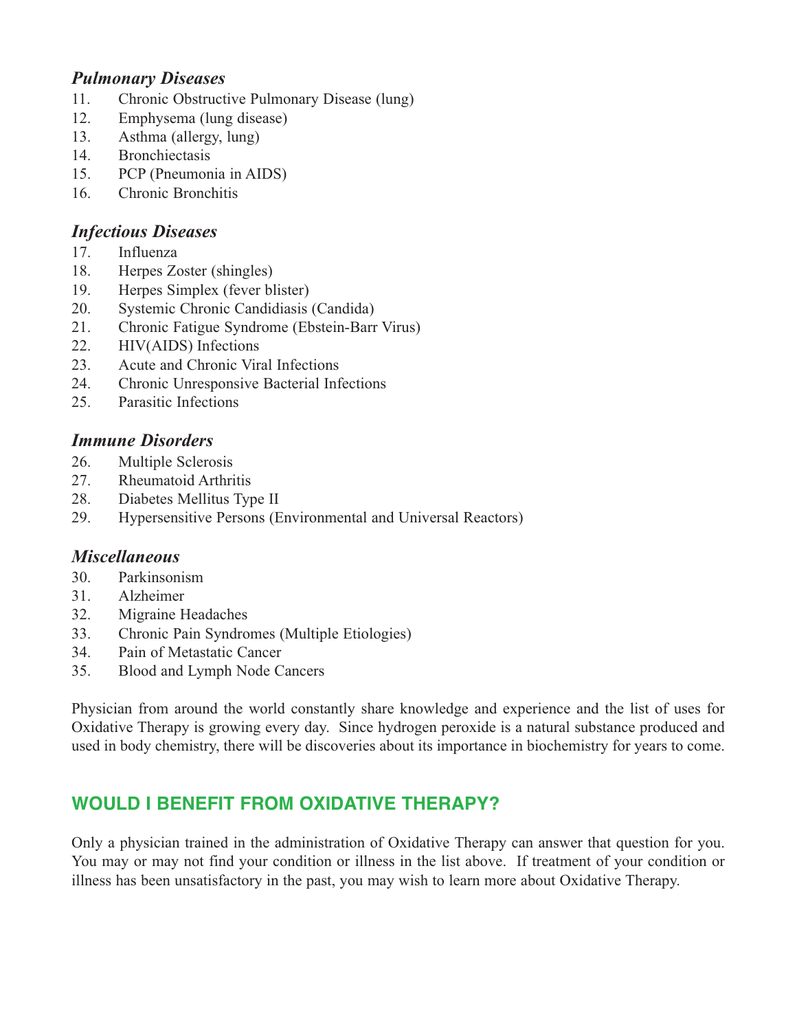### *Pulmonary Diseases*

11. Chronic Obstructive Pulmonary Disease (lung)
12. Emphysema (lung disease)
13. Asthma (allergy, lung)
14. Bronchiectasis
15. PCP (Pneumonia in AIDS)
16. Chronic Bronchitis

### *Infectious Diseases*

17. Influenza
18. Herpes Zoster (shingles)
19. Herpes Simplex (fever blister)
20. Systemic Chronic Candidiasis (Candida)
21. Chronic Fatigue Syndrome (Ebstein-Barr Virus)
22. HIV(AIDS) Infections
23. Acute and Chronic Viral Infections
24. Chronic Unresponsive Bacterial Infections
25. Parasitic Infections

### *Immune Disorders*

26. Multiple Sclerosis
27. Rheumatoid Arthritis
28. Diabetes Mellitus Type II
29. Hypersensitive Persons (Environmental and Universal Reactors)

### *Miscellaneous*

30. Parkinsonism
31. Alzheimer
32. Migraine Headaches
33. Chronic Pain Syndromes (Multiple Etiologies)
34. Pain of Metastatic Cancer
35. Blood and Lymph Node Cancers

Physician from around the world constantly share knowledge and experience and the list of uses for Oxidative Therapy is growing every day. Since hydrogen peroxide is a natural substance produced and used in body chemistry, there will be discoveries about its importance in biochemistry for years to come.

## WOULD I BENEFIT FROM OXIDATIVE THERAPY?

Only a physician trained in the administration of Oxidative Therapy can answer that question for you. You may or may not find your condition or illness in the list above. If treatment of your condition or illness has been unsatisfactory in the past, you may wish to learn more about Oxidative Therapy.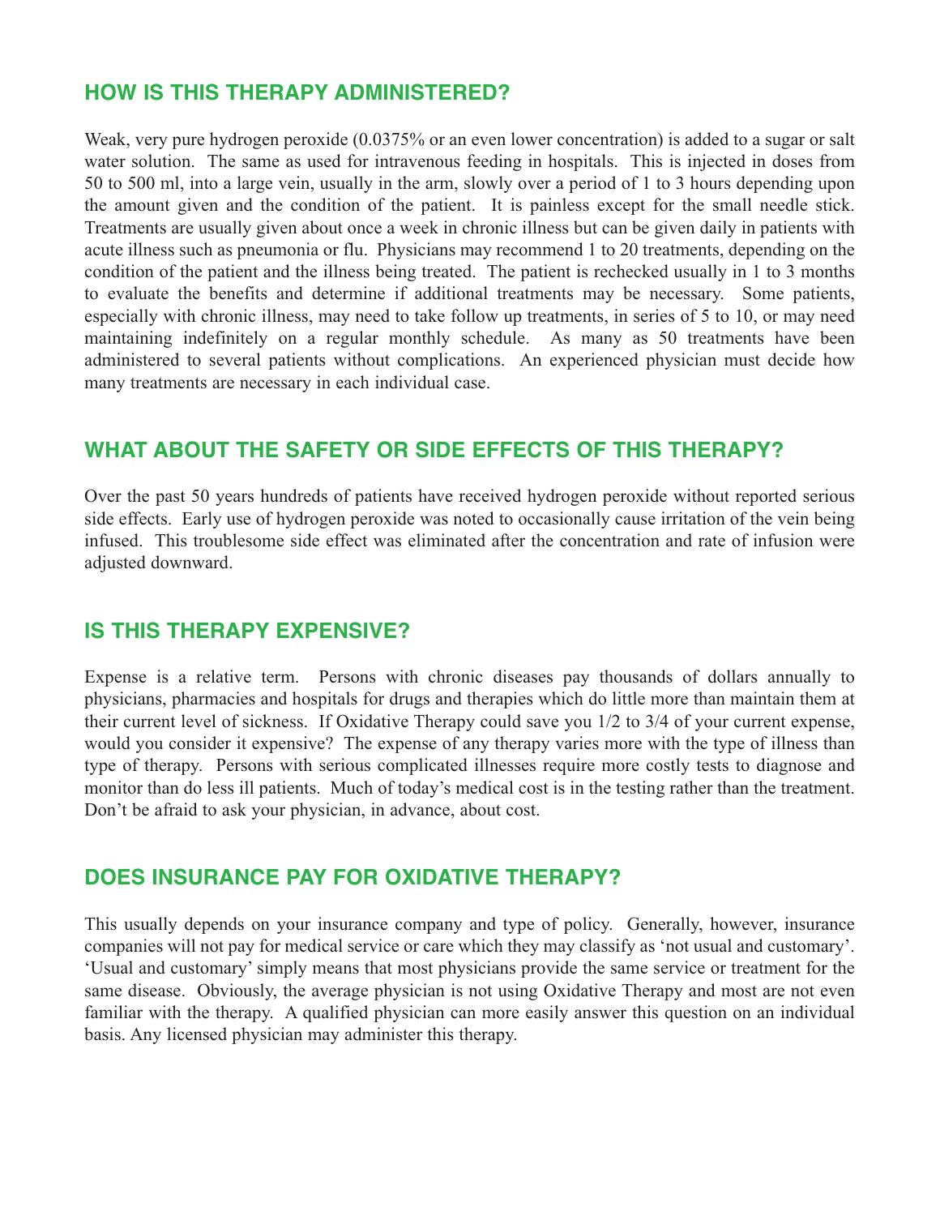## HOW IS THIS THERAPY ADMINISTERED?

Weak, very pure hydrogen peroxide (0.0375% or an even lower concentration) is added to a sugar or salt water solution. The same as used for intravenous feeding in hospitals. This is injected in doses from 50 to 500 ml, into a large vein, usually in the arm, slowly over a period of 1 to 3 hours depending upon the amount given and the condition of the patient. It is painless except for the small needle stick. Treatments are usually given about once a week in chronic illness but can be given daily in patients with acute illness such as pneumonia or flu. Physicians may recommend 1 to 20 treatments, depending on the condition of the patient and the illness being treated. The patient is rechecked usually in 1 to 3 months to evaluate the benefits and determine if additional treatments may be necessary. Some patients, especially with chronic illness, may need to take follow up treatments, in series of 5 to 10, or may need maintaining indefinitely on a regular monthly schedule. As many as 50 treatments have been administered to several patients without complications. An experienced physician must decide how many treatments are necessary in each individual case.

## WHAT ABOUT THE SAFETY OR SIDE EFFECTS OF THIS THERAPY?

Over the past 50 years hundreds of patients have received hydrogen peroxide without reported serious side effects. Early use of hydrogen peroxide was noted to occasionally cause irritation of the vein being infused. This troublesome side effect was eliminated after the concentration and rate of infusion were adjusted downward.

## IS THIS THERAPY EXPENSIVE?

Expense is a relative term. Persons with chronic diseases pay thousands of dollars annually to physicians, pharmacies and hospitals for drugs and therapies which do little more than maintain them at their current level of sickness. If Oxidative Therapy could save you 1/2 to 3/4 of your current expense, would you consider it expensive? The expense of any therapy varies more with the type of illness than type of therapy. Persons with serious complicated illnesses require more costly tests to diagnose and monitor than do less ill patients. Much of today's medical cost is in the testing rather than the treatment. Don't be afraid to ask your physician, in advance, about cost.

## DOES INSURANCE PAY FOR OXIDATIVE THERAPY?

This usually depends on your insurance company and type of policy. Generally, however, insurance companies will not pay for medical service or care which they may classify as 'not usual and customary'. 'Usual and customary' simply means that most physicians provide the same service or treatment for the same disease. Obviously, the average physician is not using Oxidative Therapy and most are not even familiar with the therapy. A qualified physician can more easily answer this question on an individual basis. Any licensed physician may administer this therapy.